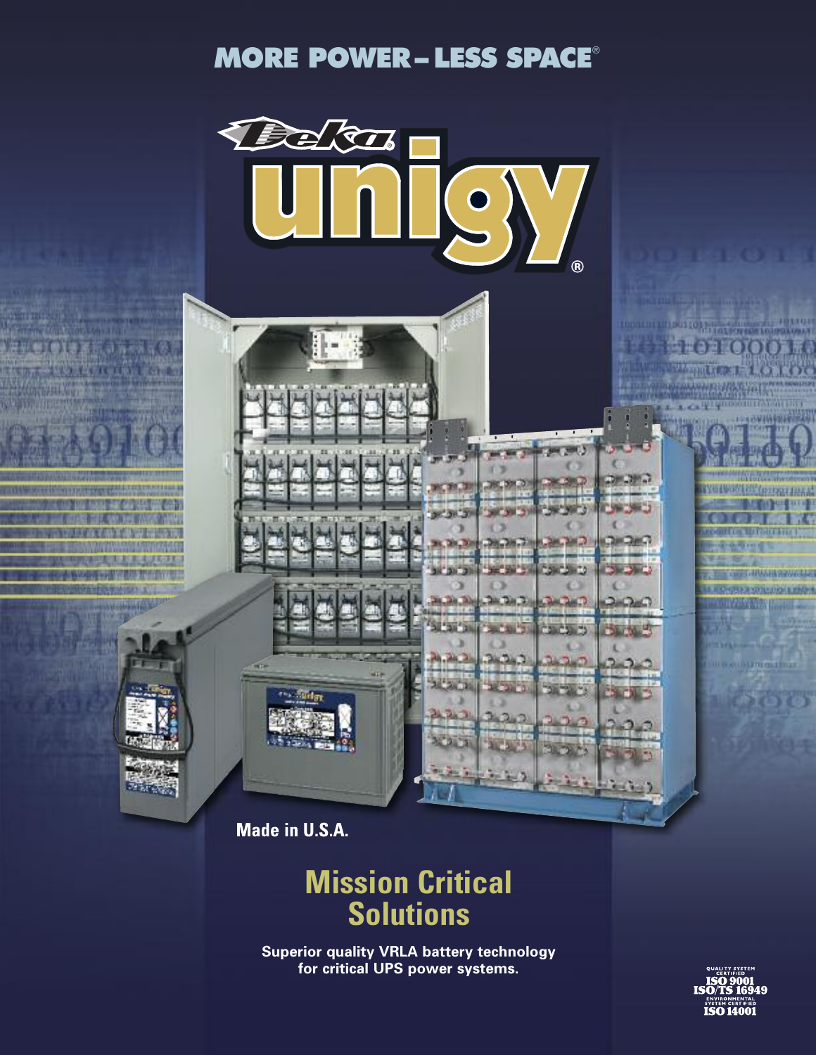# MORE POWER – LESS SPACE®

# Deka® unigy®

Made in U.S.A.

## Mission Critical Solutions

**Superior quality VRLA battery technology for critical UPS power systems.**

QUALITY SYSTEM CERTIFIED
ISO 9001
ISO/TS 16949
ENVIRONMENTAL SYSTEM CERTIFIED
ISO 14001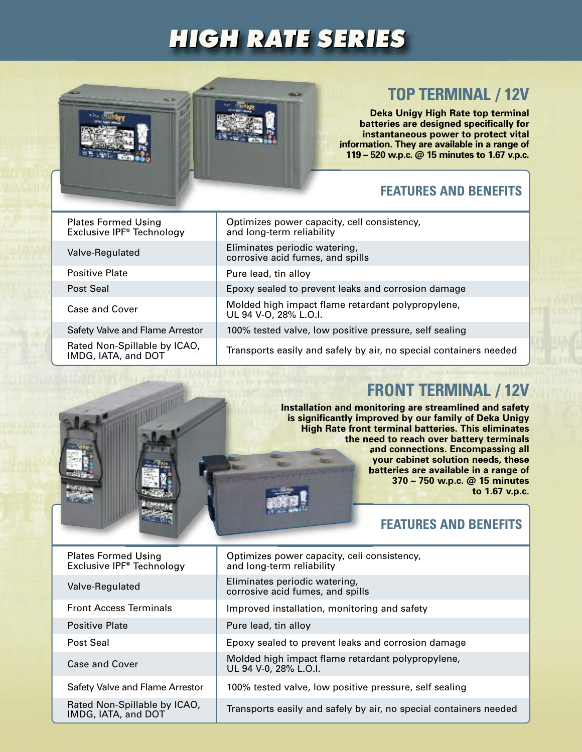# HIGH RATE SERIES

## TOP TERMINAL / 12V

**Deka Unigy High Rate top terminal batteries are designed specifically for instantaneous power to protect vital information. They are available in a range of 119 – 520 w.p.c. @ 15 minutes to 1.67 v.p.c.**

### FEATURES AND BENEFITS

| Feature | Benefit |
|---|---|
| Plates Formed Using Exclusive IPF® Technology | Optimizes power capacity, cell consistency, and long-term reliability |
| Valve-Regulated | Eliminates periodic watering, corrosive acid fumes, and spills |
| Positive Plate | Pure lead, tin alloy |
| Post Seal | Epoxy sealed to prevent leaks and corrosion damage |
| Case and Cover | Molded high impact flame retardant polypropylene, UL 94 V-O, 28% L.O.I. |
| Safety Valve and Flame Arrestor | 100% tested valve, low positive pressure, self sealing |
| Rated Non-Spillable by ICAO, IMDG, IATA, and DOT | Transports easily and safely by air, no special containers needed |

## FRONT TERMINAL / 12V

**Installation and monitoring are streamlined and safety is significantly improved by our family of Deka Unigy High Rate front terminal batteries. This eliminates the need to reach over battery terminals and connections. Encompassing all your cabinet solution needs, these batteries are available in a range of 370 – 750 w.p.c. @ 15 minutes to 1.67 v.p.c.**

### FEATURES AND BENEFITS

| Feature | Benefit |
|---|---|
| Plates Formed Using Exclusive IPF® Technology | Optimizes power capacity, cell consistency, and long-term reliability |
| Valve-Regulated | Eliminates periodic watering, corrosive acid fumes, and spills |
| Front Access Terminals | Improved installation, monitoring and safety |
| Positive Plate | Pure lead, tin alloy |
| Post Seal | Epoxy sealed to prevent leaks and corrosion damage |
| Case and Cover | Molded high impact flame retardant polypropylene, UL 94 V-0, 28% L.O.I. |
| Safety Valve and Flame Arrestor | 100% tested valve, low positive pressure, self sealing |
| Rated Non-Spillable by ICAO, IMDG, IATA, and DOT | Transports easily and safely by air, no special containers needed |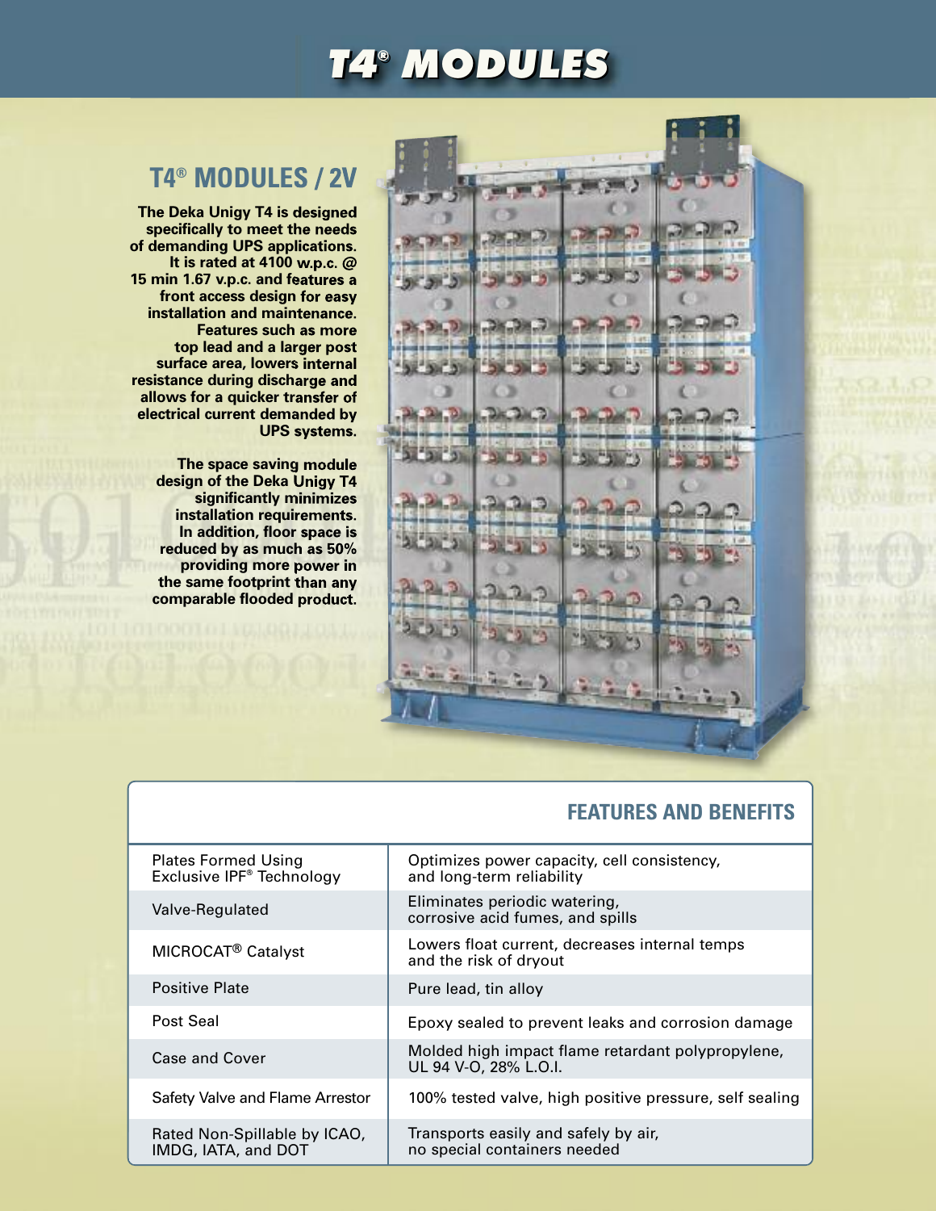# T4® MODULES

## T4® MODULES / 2V

**The Deka Unigy T4 is designed specifically to meet the needs of demanding UPS applications. It is rated at 4100 w.p.c. @ 15 min 1.67 v.p.c. and features a front access design for easy installation and maintenance. Features such as more top lead and a larger post surface area, lowers internal resistance during discharge and allows for a quicker transfer of electrical current demanded by UPS systems.**

**The space saving module design of the Deka Unigy T4 significantly minimizes installation requirements. In addition, floor space is reduced by as much as 50% providing more power in the same footprint than any comparable flooded product.**

## FEATURES AND BENEFITS

| Feature | Benefit |
| --- | --- |
| Plates Formed Using Exclusive IPF® Technology | Optimizes power capacity, cell consistency, and long-term reliability |
| Valve-Regulated | Eliminates periodic watering, corrosive acid fumes, and spills |
| MICROCAT® Catalyst | Lowers float current, decreases internal temps and the risk of dryout |
| Positive Plate | Pure lead, tin alloy |
| Post Seal | Epoxy sealed to prevent leaks and corrosion damage |
| Case and Cover | Molded high impact flame retardant polypropylene, UL 94 V-O, 28% L.O.I. |
| Safety Valve and Flame Arrestor | 100% tested valve, high positive pressure, self sealing |
| Rated Non-Spillable by ICAO, IMDG, IATA, and DOT | Transports easily and safely by air, no special containers needed |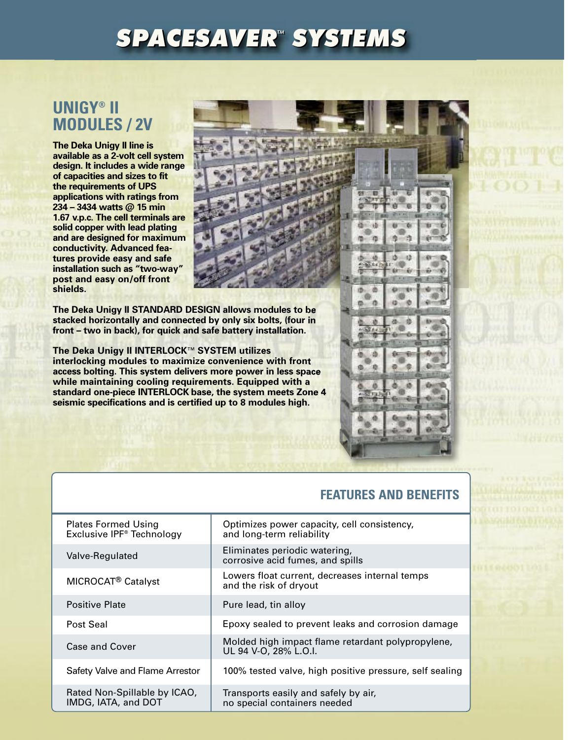# SPACESAVER™ SYSTEMS

## UNIGY® II MODULES / 2V

**The Deka Unigy II line is available as a 2-volt cell system design. It includes a wide range of capacities and sizes to fit the requirements of UPS applications with ratings from 234 – 3434 watts @ 15 min 1.67 v.p.c. The cell terminals are solid copper with lead plating and are designed for maximum conductivity. Advanced features provide easy and safe installation such as "two-way" post and easy on/off front shields.**

**The Deka Unigy II STANDARD DESIGN allows modules to be stacked horizontally and connected by only six bolts, (four in front – two in back), for quick and safe battery installation.**

**The Deka Unigy II INTERLOCK™ SYSTEM utilizes interlocking modules to maximize convenience with front access bolting. This system delivers more power in less space while maintaining cooling requirements. Equipped with a standard one-piece INTERLOCK base, the system meets Zone 4 seismic specifications and is certified up to 8 modules high.**

## FEATURES AND BENEFITS

| Feature | Benefit |
|---|---|
| Plates Formed Using Exclusive IPF® Technology | Optimizes power capacity, cell consistency, and long-term reliability |
| Valve-Regulated | Eliminates periodic watering, corrosive acid fumes, and spills |
| MICROCAT® Catalyst | Lowers float current, decreases internal temps and the risk of dryout |
| Positive Plate | Pure lead, tin alloy |
| Post Seal | Epoxy sealed to prevent leaks and corrosion damage |
| Case and Cover | Molded high impact flame retardant polypropylene, UL 94 V-O, 28% L.O.I. |
| Safety Valve and Flame Arrestor | 100% tested valve, high positive pressure, self sealing |
| Rated Non-Spillable by ICAO, IMDG, IATA, and DOT | Transports easily and safely by air, no special containers needed |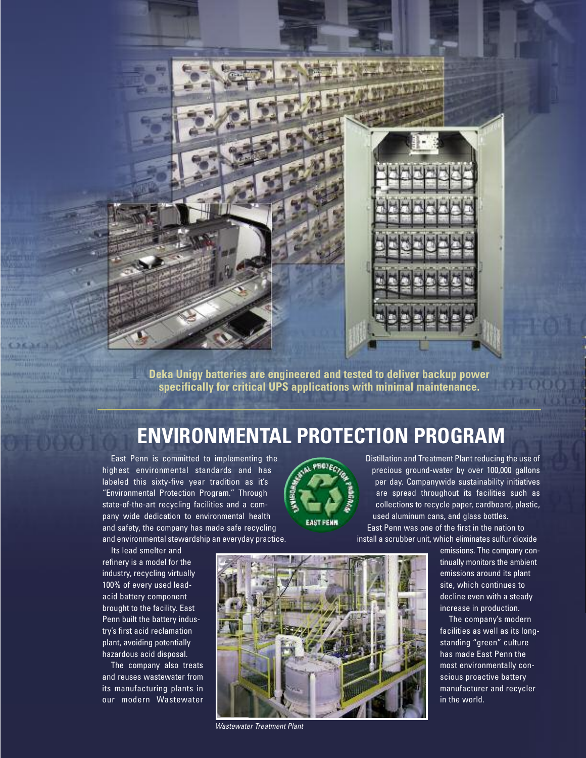**Deka Unigy batteries are engineered and tested to deliver backup power specifically for critical UPS applications with minimal maintenance.**

# ENVIRONMENTAL PROTECTION PROGRAM

East Penn is committed to implementing the highest environmental standards and has labeled this sixty-five year tradition as it's "Environmental Protection Program." Through state-of-the-art recycling facilities and a company wide dedication to environmental health and safety, the company has made safe recycling and environmental stewardship an everyday practice.

Its lead smelter and refinery is a model for the industry, recycling virtually 100% of every used lead-acid battery component brought to the facility. East Penn built the battery industry's first acid reclamation plant, avoiding potentially hazardous acid disposal.

The company also treats and reuses wastewater from its manufacturing plants in our modern Wastewater Distillation and Treatment Plant reducing the use of precious ground-water by over 100,000 gallons per day. Companywide sustainability initiatives are spread throughout its facilities such as collections to recycle paper, cardboard, plastic, used aluminum cans, and glass bottles.

East Penn was one of the first in the nation to install a scrubber unit, which eliminates sulfur dioxide emissions. The company continually monitors the ambient emissions around its plant site, which continues to decline even with a steady increase in production.

The company's modern facilities as well as its long-standing "green" culture has made East Penn the most environmentally conscious proactive battery manufacturer and recycler in the world.

*Wastewater Treatment Plant*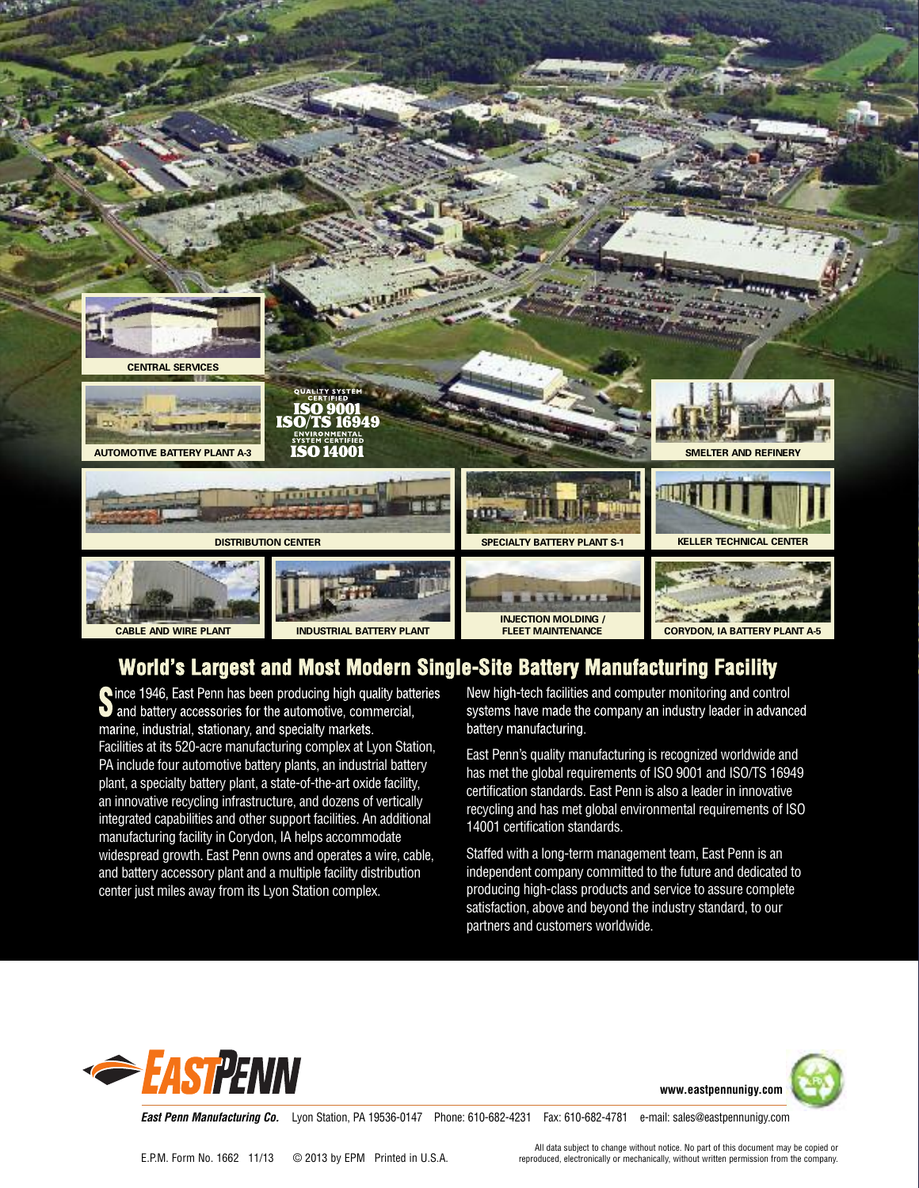CENTRAL SERVICES

AUTOMOTIVE BATTERY PLANT A-3

QUALITY SYSTEM CERTIFIED
ISO 9001
ISO/TS 16949
ENVIRONMENTAL SYSTEM CERTIFIED
ISO 14001

SMELTER AND REFINERY

DISTRIBUTION CENTER

SPECIALTY BATTERY PLANT S-1

KELLER TECHNICAL CENTER

CABLE AND WIRE PLANT

INDUSTRIAL BATTERY PLANT

INJECTION MOLDING / FLEET MAINTENANCE

CORYDON, IA BATTERY PLANT A-5

## World's Largest and Most Modern Single-Site Battery Manufacturing Facility

Since 1946, East Penn has been producing high quality batteries and battery accessories for the automotive, commercial, marine, industrial, stationary, and specialty markets. Facilities at its 520-acre manufacturing complex at Lyon Station, PA include four automotive battery plants, an industrial battery plant, a specialty battery plant, a state-of-the-art oxide facility, an innovative recycling infrastructure, and dozens of vertically integrated capabilities and other support facilities. An additional manufacturing facility in Corydon, IA helps accommodate widespread growth. East Penn owns and operates a wire, cable, and battery accessory plant and a multiple facility distribution center just miles away from its Lyon Station complex.

New high-tech facilities and computer monitoring and control systems have made the company an industry leader in advanced battery manufacturing.

East Penn's quality manufacturing is recognized worldwide and has met the global requirements of ISO 9001 and ISO/TS 16949 certification standards. East Penn is also a leader in innovative recycling and has met global environmental requirements of ISO 14001 certification standards.

Staffed with a long-term management team, East Penn is an independent company committed to the future and dedicated to producing high-class products and service to assure complete satisfaction, above and beyond the industry standard, to our partners and customers worldwide.

EASTPENN

www.eastpennunigy.com

***East Penn Manufacturing Co.*** Lyon Station, PA 19536-0147 Phone: 610-682-4231 Fax: 610-682-4781 e-mail: sales@eastpennunigy.com

E.P.M. Form No. 1662 11/13 © 2013 by EPM Printed in U.S.A.

All data subject to change without notice. No part of this document may be copied or reproduced, electronically or mechanically, without written permission from the company.